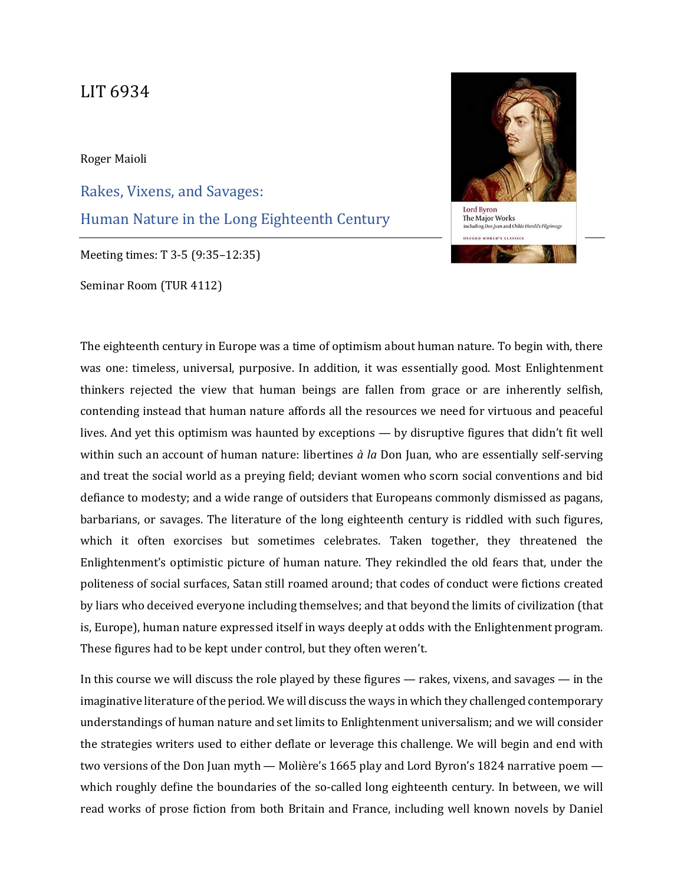# LIT 6934

Roger Maioli

## Rakes, Vixens, and Savages:
## Human Nature in the Long Eighteenth Century

Meeting times: T 3-5 (9:35–12:35)

Seminar Room (TUR 4112)

The eighteenth century in Europe was a time of optimism about human nature. To begin with, there was one: timeless, universal, purposive. In addition, it was essentially good. Most Enlightenment thinkers rejected the view that human beings are fallen from grace or are inherently selfish, contending instead that human nature affords all the resources we need for virtuous and peaceful lives. And yet this optimism was haunted by exceptions — by disruptive figures that didn't fit well within such an account of human nature: libertines *à la* Don Juan, who are essentially self-serving and treat the social world as a preying field; deviant women who scorn social conventions and bid defiance to modesty; and a wide range of outsiders that Europeans commonly dismissed as pagans, barbarians, or savages. The literature of the long eighteenth century is riddled with such figures, which it often exorcises but sometimes celebrates. Taken together, they threatened the Enlightenment's optimistic picture of human nature. They rekindled the old fears that, under the politeness of social surfaces, Satan still roamed around; that codes of conduct were fictions created by liars who deceived everyone including themselves; and that beyond the limits of civilization (that is, Europe), human nature expressed itself in ways deeply at odds with the Enlightenment program. These figures had to be kept under control, but they often weren't.

In this course we will discuss the role played by these figures — rakes, vixens, and savages — in the imaginative literature of the period. We will discuss the ways in which they challenged contemporary understandings of human nature and set limits to Enlightenment universalism; and we will consider the strategies writers used to either deflate or leverage this challenge. We will begin and end with two versions of the Don Juan myth — Molière's 1665 play and Lord Byron's 1824 narrative poem — which roughly define the boundaries of the so-called long eighteenth century. In between, we will read works of prose fiction from both Britain and France, including well known novels by Daniel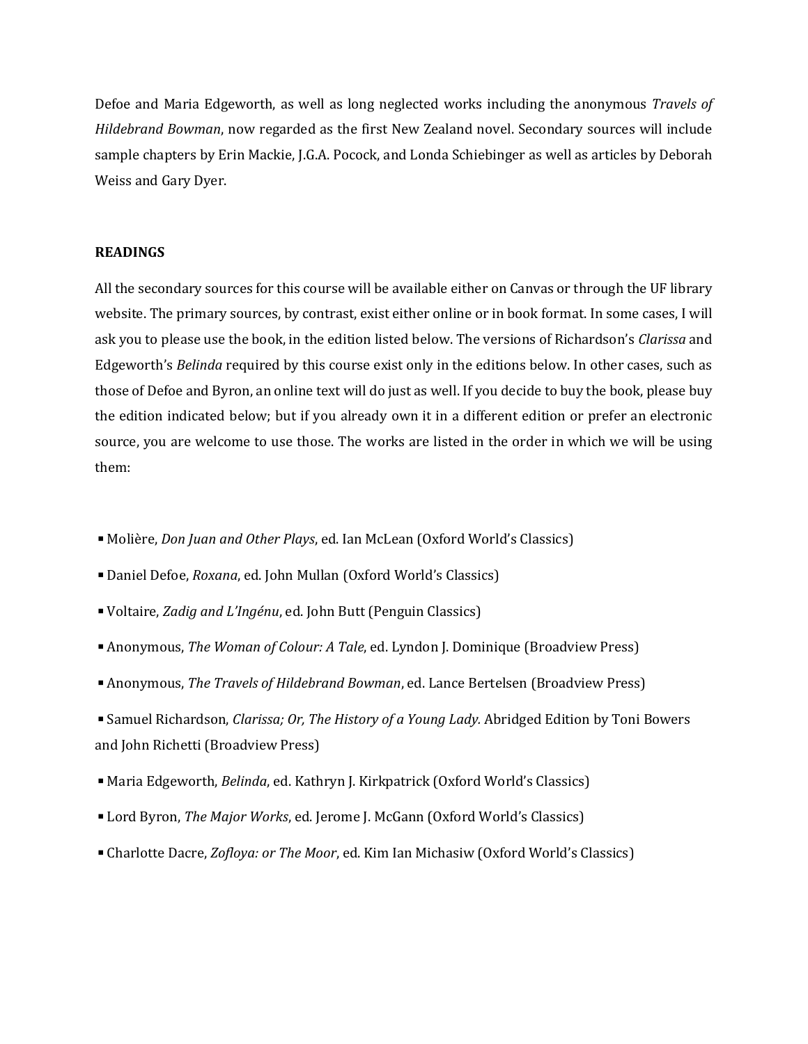Defoe and Maria Edgeworth, as well as long neglected works including the anonymous *Travels of Hildebrand Bowman*, now regarded as the first New Zealand novel. Secondary sources will include sample chapters by Erin Mackie, J.G.A. Pocock, and Londa Schiebinger as well as articles by Deborah Weiss and Gary Dyer.

**READINGS**

All the secondary sources for this course will be available either on Canvas or through the UF library website. The primary sources, by contrast, exist either online or in book format. In some cases, I will ask you to please use the book, in the edition listed below. The versions of Richardson's *Clarissa* and Edgeworth's *Belinda* required by this course exist only in the editions below. In other cases, such as those of Defoe and Byron, an online text will do just as well. If you decide to buy the book, please buy the edition indicated below; but if you already own it in a different edition or prefer an electronic source, you are welcome to use those. The works are listed in the order in which we will be using them:

- Molière, *Don Juan and Other Plays*, ed. Ian McLean (Oxford World's Classics)
- Daniel Defoe, *Roxana*, ed. John Mullan (Oxford World's Classics)
- Voltaire, *Zadig and L'Ingénu*, ed. John Butt (Penguin Classics)
- Anonymous, *The Woman of Colour: A Tale*, ed. Lyndon J. Dominique (Broadview Press)
- Anonymous, *The Travels of Hildebrand Bowman*, ed. Lance Bertelsen (Broadview Press)
- Samuel Richardson, *Clarissa; Or, The History of a Young Lady.* Abridged Edition by Toni Bowers and John Richetti (Broadview Press)
- Maria Edgeworth, *Belinda*, ed. Kathryn J. Kirkpatrick (Oxford World's Classics)
- Lord Byron, *The Major Works*, ed. Jerome J. McGann (Oxford World's Classics)
- Charlotte Dacre, *Zofloya: or The Moor*, ed. Kim Ian Michasiw (Oxford World's Classics)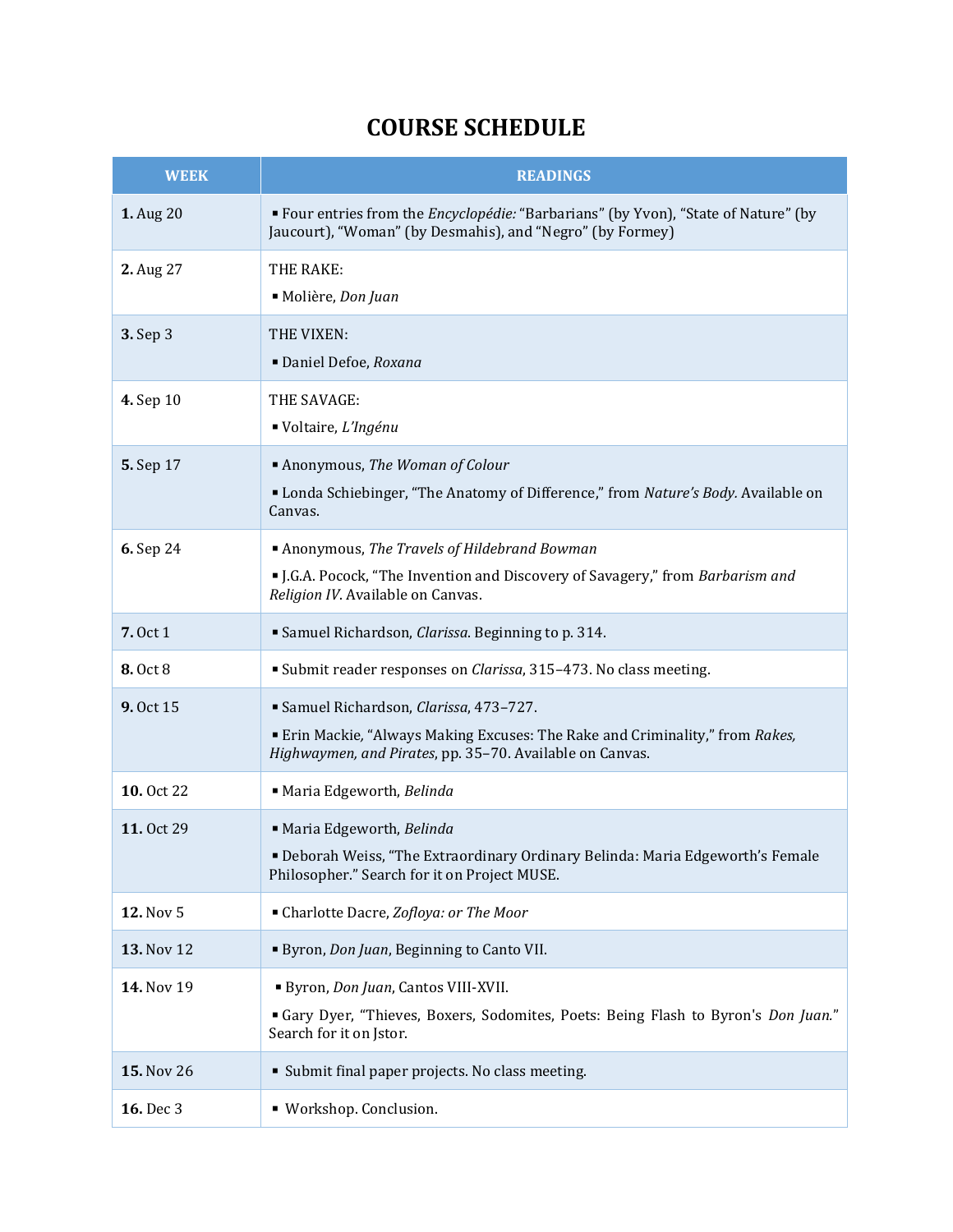# COURSE SCHEDULE

| WEEK | READINGS |
|---|---|
| **1.** Aug 20 | ▪ Four entries from the *Encyclopédie:* "Barbarians" (by Yvon), "State of Nature" (by Jaucourt), "Woman" (by Desmahis), and "Negro" (by Formey) |
| **2.** Aug 27 | THE RAKE: ▪ Molière, *Don Juan* |
| **3.** Sep 3 | THE VIXEN: ▪ Daniel Defoe, *Roxana* |
| **4.** Sep 10 | THE SAVAGE: ▪ Voltaire, *L'Ingénu* |
| **5.** Sep 17 | ▪ Anonymous, *The Woman of Colour* ▪ Londa Schiebinger, "The Anatomy of Difference," from *Nature's Body.* Available on Canvas. |
| **6.** Sep 24 | ▪ Anonymous, *The Travels of Hildebrand Bowman* ▪ J.G.A. Pocock, "The Invention and Discovery of Savagery," from *Barbarism and Religion IV*. Available on Canvas. |
| **7.** Oct 1 | ▪ Samuel Richardson, *Clarissa*. Beginning to p. 314. |
| **8.** Oct 8 | ▪ Submit reader responses on *Clarissa*, 315–473. No class meeting. |
| **9.** Oct 15 | ▪ Samuel Richardson, *Clarissa*, 473–727. ▪ Erin Mackie, "Always Making Excuses: The Rake and Criminality," from *Rakes, Highwaymen, and Pirates*, pp. 35–70. Available on Canvas. |
| **10.** Oct 22 | ▪ Maria Edgeworth, *Belinda* |
| **11.** Oct 29 | ▪ Maria Edgeworth, *Belinda* ▪ Deborah Weiss, "The Extraordinary Ordinary Belinda: Maria Edgeworth's Female Philosopher." Search for it on Project MUSE. |
| **12.** Nov 5 | ▪ Charlotte Dacre, *Zofloya: or The Moor* |
| **13.** Nov 12 | ▪ Byron, *Don Juan*, Beginning to Canto VII. |
| **14.** Nov 19 | ▪ Byron, *Don Juan*, Cantos VIII-XVII. ▪ Gary Dyer, "Thieves, Boxers, Sodomites, Poets: Being Flash to Byron's *Don Juan.*" Search for it on Jstor. |
| **15.** Nov 26 | ▪ Submit final paper projects. No class meeting. |
| **16.** Dec 3 | ▪ Workshop. Conclusion. |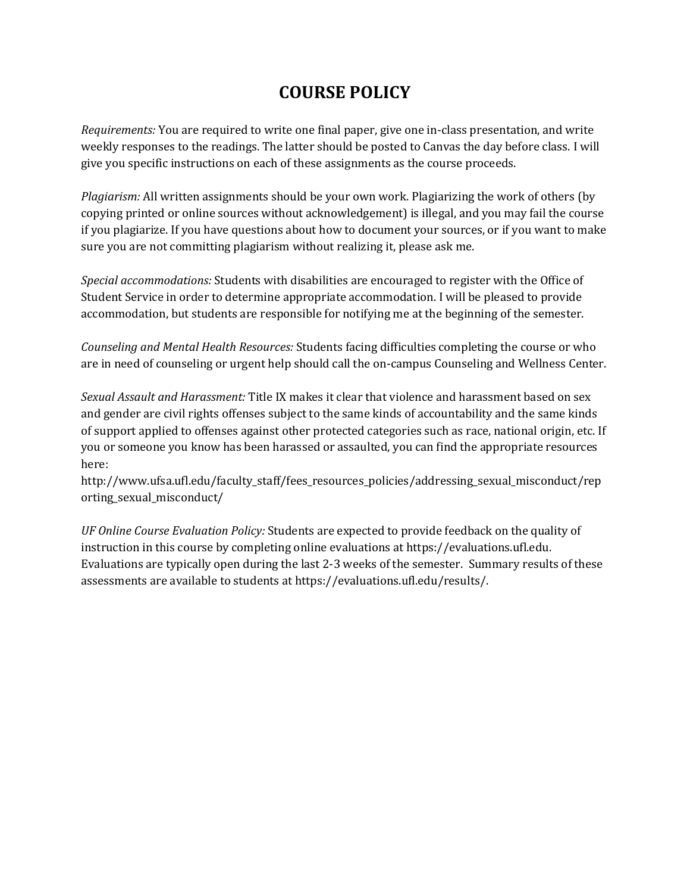# COURSE POLICY

*Requirements:* You are required to write one final paper, give one in-class presentation, and write weekly responses to the readings. The latter should be posted to Canvas the day before class. I will give you specific instructions on each of these assignments as the course proceeds.

*Plagiarism:* All written assignments should be your own work. Plagiarizing the work of others (by copying printed or online sources without acknowledgement) is illegal, and you may fail the course if you plagiarize. If you have questions about how to document your sources, or if you want to make sure you are not committing plagiarism without realizing it, please ask me.

*Special accommodations:* Students with disabilities are encouraged to register with the Office of Student Service in order to determine appropriate accommodation. I will be pleased to provide accommodation, but students are responsible for notifying me at the beginning of the semester.

*Counseling and Mental Health Resources:* Students facing difficulties completing the course or who are in need of counseling or urgent help should call the on-campus Counseling and Wellness Center.

*Sexual Assault and Harassment:* Title IX makes it clear that violence and harassment based on sex and gender are civil rights offenses subject to the same kinds of accountability and the same kinds of support applied to offenses against other protected categories such as race, national origin, etc. If you or someone you know has been harassed or assaulted, you can find the appropriate resources here:
http://www.ufsa.ufl.edu/faculty_staff/fees_resources_policies/addressing_sexual_misconduct/reporting_sexual_misconduct/

*UF Online Course Evaluation Policy:* Students are expected to provide feedback on the quality of instruction in this course by completing online evaluations at https://evaluations.ufl.edu. Evaluations are typically open during the last 2-3 weeks of the semester. Summary results of these assessments are available to students at https://evaluations.ufl.edu/results/.